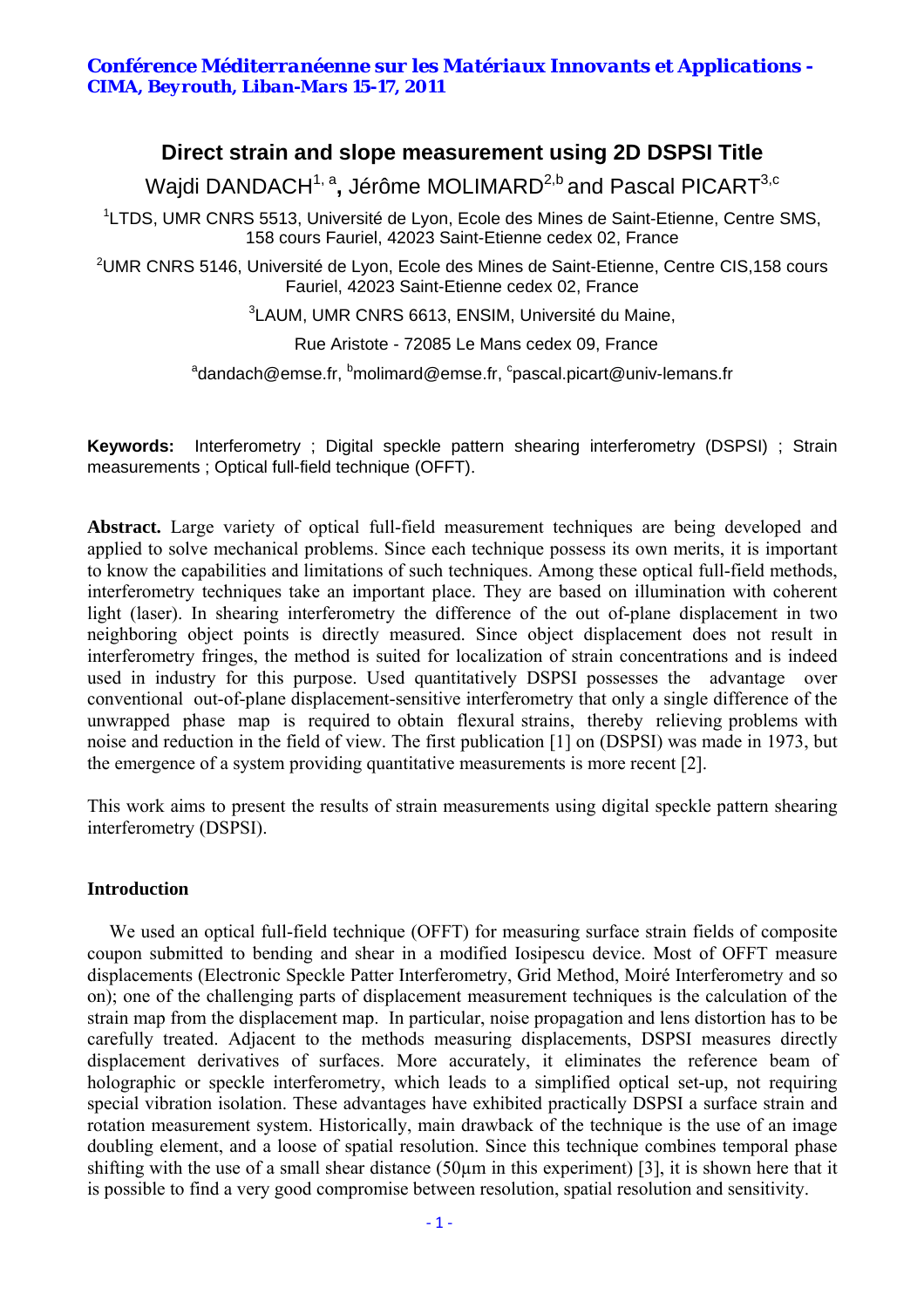# Direct strain and slope measurement using 2D DSPSI Title

Wajdi DANDACH[1, a], Jérôme MOLIMARD[2,b] and Pascal PICART[3,c]

[1]LTDS, UMR CNRS 5513, Université de Lyon, Ecole des Mines de Saint-Etienne, Centre SMS, 158 cours Fauriel, 42023 Saint-Etienne cedex 02, France

[2]UMR CNRS 5146, Université de Lyon, Ecole des Mines de Saint-Etienne, Centre CIS,158 cours Fauriel, 42023 Saint-Etienne cedex 02, France

[3]LAUM, UMR CNRS 6613, ENSIM, Université du Maine,

Rue Aristote - 72085 Le Mans cedex 09, France

[a]dandach@emse.fr, [b]molimard@emse.fr, [c]pascal.picart@univ-lemans.fr

**Keywords:** Interferometry ; Digital speckle pattern shearing interferometry (DSPSI) ; Strain measurements ; Optical full-field technique (OFFT).

**Abstract.** Large variety of optical full-field measurement techniques are being developed and applied to solve mechanical problems. Since each technique possess its own merits, it is important to know the capabilities and limitations of such techniques. Among these optical full-field methods, interferometry techniques take an important place. They are based on illumination with coherent light (laser). In shearing interferometry the difference of the out of-plane displacement in two neighboring object points is directly measured. Since object displacement does not result in interferometry fringes, the method is suited for localization of strain concentrations and is indeed used in industry for this purpose. Used quantitatively DSPSI possesses the advantage over conventional out-of-plane displacement-sensitive interferometry that only a single difference of the unwrapped phase map is required to obtain flexural strains, thereby relieving problems with noise and reduction in the field of view. The first publication [1] on (DSPSI) was made in 1973, but the emergence of a system providing quantitative measurements is more recent [2].

This work aims to present the results of strain measurements using digital speckle pattern shearing interferometry (DSPSI).

## Introduction

We used an optical full-field technique (OFFT) for measuring surface strain fields of composite coupon submitted to bending and shear in a modified Iosipescu device. Most of OFFT measure displacements (Electronic Speckle Patter Interferometry, Grid Method, Moiré Interferometry and so on); one of the challenging parts of displacement measurement techniques is the calculation of the strain map from the displacement map. In particular, noise propagation and lens distortion has to be carefully treated. Adjacent to the methods measuring displacements, DSPSI measures directly displacement derivatives of surfaces. More accurately, it eliminates the reference beam of holographic or speckle interferometry, which leads to a simplified optical set-up, not requiring special vibration isolation. These advantages have exhibited practically DSPSI a surface strain and rotation measurement system. Historically, main drawback of the technique is the use of an image doubling element, and a loose of spatial resolution. Since this technique combines temporal phase shifting with the use of a small shear distance (50µm in this experiment) [3], it is shown here that it is possible to find a very good compromise between resolution, spatial resolution and sensitivity.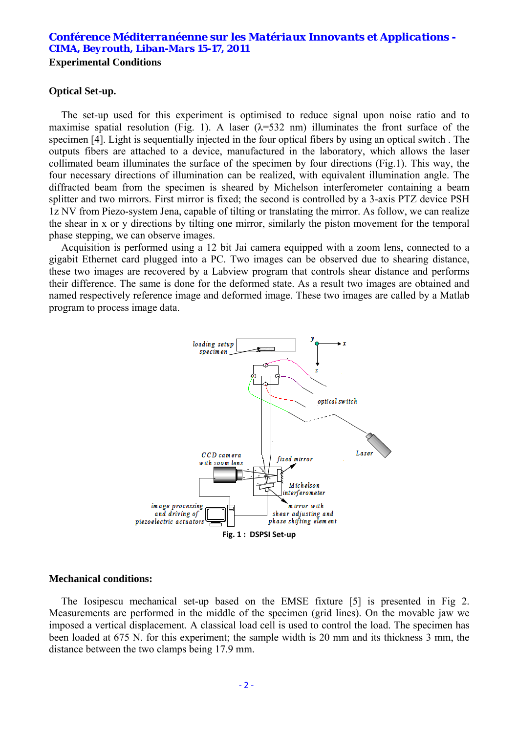## Experimental Conditions

### Optical Set-up.

The set-up used for this experiment is optimised to reduce signal upon noise ratio and to maximise spatial resolution (Fig. 1). A laser (λ=532 nm) illuminates the front surface of the specimen [4]. Light is sequentially injected in the four optical fibers by using an optical switch . The outputs fibers are attached to a device, manufactured in the laboratory, which allows the laser collimated beam illuminates the surface of the specimen by four directions (Fig.1). This way, the four necessary directions of illumination can be realized, with equivalent illumination angle. The diffracted beam from the specimen is sheared by Michelson interferometer containing a beam splitter and two mirrors. First mirror is fixed; the second is controlled by a 3-axis PTZ device PSH 1z NV from Piezo-system Jena, capable of tilting or translating the mirror. As follow, we can realize the shear in x or y directions by tilting one mirror, similarly the piston movement for the temporal phase stepping, we can observe images.

Acquisition is performed using a 12 bit Jai camera equipped with a zoom lens, connected to a gigabit Ethernet card plugged into a PC. Two images can be observed due to shearing distance, these two images are recovered by a Labview program that controls shear distance and performs their difference. The same is done for the deformed state. As a result two images are obtained and named respectively reference image and deformed image. These two images are called by a Matlab program to process image data.

loading setup
specimen
y
x
z
optical switch
Laser
CCD camera
with zoom lens
fixed mirror
Michelson
interferometer
image processing
and driving of
piezoelectric actuators
mirror with
shear adjusting and
phase shifting element

**Fig. 1 : DSPSI Set-up**

### Mechanical conditions:

The Iosipescu mechanical set-up based on the EMSE fixture [5] is presented in Fig 2. Measurements are performed in the middle of the specimen (grid lines). On the movable jaw we imposed a vertical displacement. A classical load cell is used to control the load. The specimen has been loaded at 675 N. for this experiment; the sample width is 20 mm and its thickness 3 mm, the distance between the two clamps being 17.9 mm.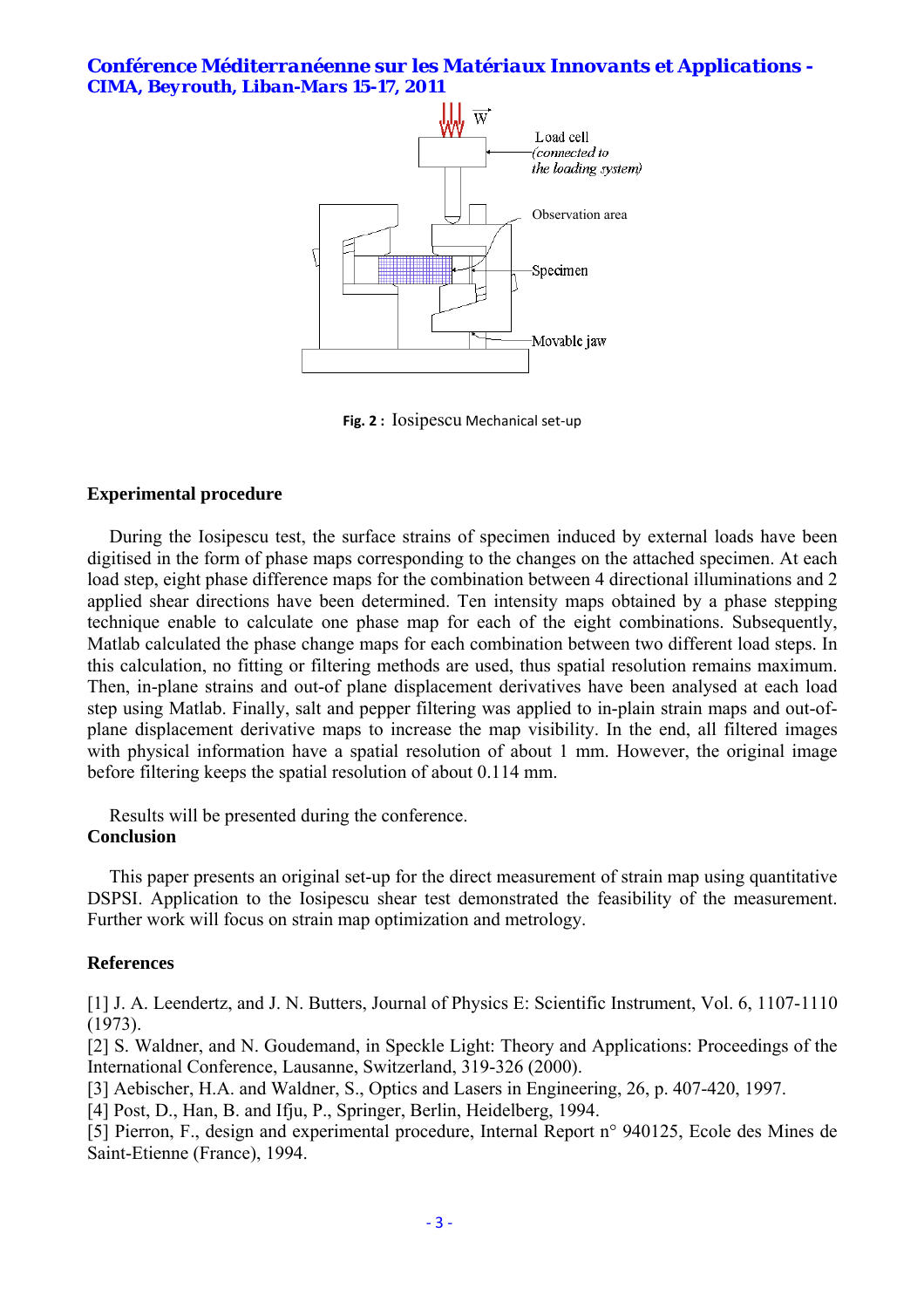Load cell
(connected to
the loading system)

Observation area

Specimen

Movable jaw

W

**Fig. 2 :** Iosipescu Mechanical set-up

### Experimental procedure

During the Iosipescu test, the surface strains of specimen induced by external loads have been digitised in the form of phase maps corresponding to the changes on the attached specimen. At each load step, eight phase difference maps for the combination between 4 directional illuminations and 2 applied shear directions have been determined. Ten intensity maps obtained by a phase stepping technique enable to calculate one phase map for each of the eight combinations. Subsequently, Matlab calculated the phase change maps for each combination between two different load steps. In this calculation, no fitting or filtering methods are used, thus spatial resolution remains maximum. Then, in-plane strains and out-of plane displacement derivatives have been analysed at each load step using Matlab. Finally, salt and pepper filtering was applied to in-plain strain maps and out-of-plane displacement derivative maps to increase the map visibility. In the end, all filtered images with physical information have a spatial resolution of about 1 mm. However, the original image before filtering keeps the spatial resolution of about 0.114 mm.

Results will be presented during the conference.

### Conclusion

This paper presents an original set-up for the direct measurement of strain map using quantitative DSPSI. Application to the Iosipescu shear test demonstrated the feasibility of the measurement. Further work will focus on strain map optimization and metrology.

### References

[1] J. A. Leendertz, and J. N. Butters, Journal of Physics E: Scientific Instrument, Vol. 6, 1107-1110 (1973).

[2] S. Waldner, and N. Goudemand, in Speckle Light: Theory and Applications: Proceedings of the International Conference, Lausanne, Switzerland, 319-326 (2000).

[3] Aebischer, H.A. and Waldner, S., Optics and Lasers in Engineering, 26, p. 407-420, 1997.

[4] Post, D., Han, B. and Ifju, P., Springer, Berlin, Heidelberg, 1994.

[5] Pierron, F., design and experimental procedure, Internal Report n° 940125, Ecole des Mines de Saint-Etienne (France), 1994.